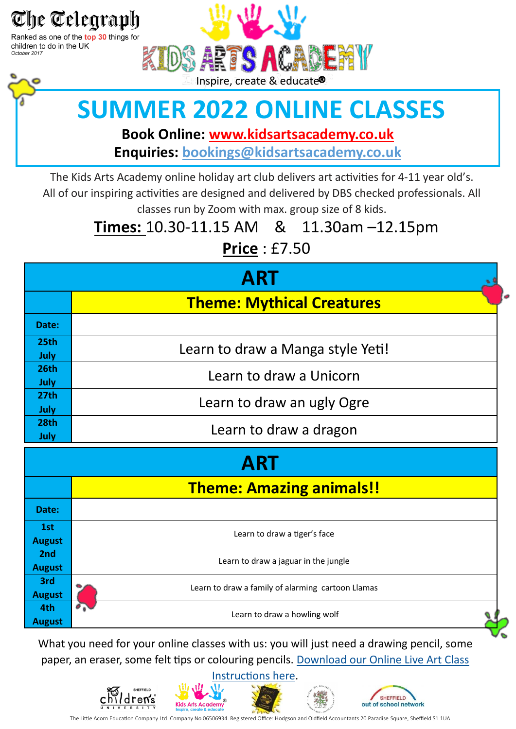The Telegraph
Ranked as one of the top 30 things for children to do in the UK
*October 2017*

KIDS ARTS ACADEMY
Inspire, create & educate®

# SUMMER 2022 ONLINE CLASSES

**Book Online: www.kidsartsacademy.co.uk**
**Enquiries: bookings@kidsartsacademy.co.uk**

The Kids Arts Academy online holiday art club delivers art activities for 4-11 year old's. All of our inspiring activities are designed and delivered by DBS checked professionals. All classes run by Zoom with max. group size of 8 kids.

**Times:** 10.30-11.15 AM & 11.30am –12.15pm

**Price** : £7.50

| ART | |
|---|---|
| | **Theme: Mythical Creatures** |
| **Date:** | |
| **25th July** | Learn to draw a Manga style Yeti! |
| **26th July** | Learn to draw a Unicorn |
| **27th July** | Learn to draw an ugly Ogre |
| **28th July** | Learn to draw a dragon |

| ART | |
|---|---|
| | **Theme: Amazing animals!!** |
| **Date:** | |
| **1st August** | Learn to draw a tiger's face |
| **2nd August** | Learn to draw a jaguar in the jungle |
| **3rd August** | Learn to draw a family of alarming cartoon Llamas |
| **4th August** | Learn to draw a howling wolf |

What you need for your online classes with us: you will just need a drawing pencil, some paper, an eraser, some felt tips or colouring pencils. Download our Online Live Art Class Instructions here.

Sheffield Children's University | Kids Arts Academy – Inspire, create & educate® | Sheffield out of school network

The Little Acorn Education Company Ltd. Company No 06506934. Registered Office: Hodgson and Oldfield Accountants 20 Paradise Square, Sheffield S1 1UA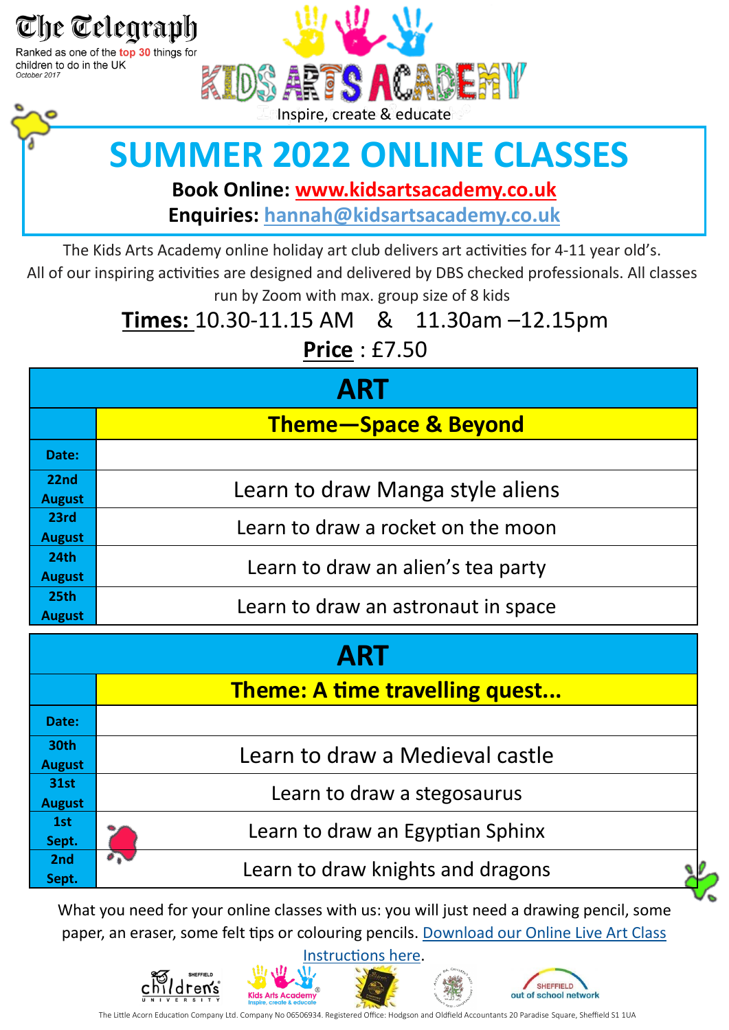The Telegraph

Ranked as one of the top 30 things for children to do in the UK

*October 2017*

KIDS ARTS ACADEMY

Inspire, create & educate

# SUMMER 2022 ONLINE CLASSES

**Book Online: www.kidsartsacademy.co.uk**

**Enquiries: hannah@kidsartsacademy.co.uk**

The Kids Arts Academy online holiday art club delivers art activities for 4-11 year old's. All of our inspiring activities are designed and delivered by DBS checked professionals. All classes run by Zoom with max. group size of 8 kids

**Times:** 10.30-11.15 AM & 11.30am –12.15pm

**Price** : £7.50

## ART

| | Theme—Space & Beyond |
|---|---|
| **Date:** | |
| **22nd August** | Learn to draw Manga style aliens |
| **23rd August** | Learn to draw a rocket on the moon |
| **24th August** | Learn to draw an alien's tea party |
| **25th August** | Learn to draw an astronaut in space |

## ART

| | Theme: A time travelling quest... |
|---|---|
| **Date:** | |
| **30th August** | Learn to draw a Medieval castle |
| **31st August** | Learn to draw a stegosaurus |
| **1st Sept.** | Learn to draw an Egyptian Sphinx |
| **2nd Sept.** | Learn to draw knights and dragons |

What you need for your online classes with us: you will just need a drawing pencil, some paper, an eraser, some felt tips or colouring pencils. Download our Online Live Art Class Instructions here.

Sheffield Children's University · Kids Arts Academy · Sheffield out of school network

The Little Acorn Education Company Ltd. Company No 06506934. Registered Office: Hodgson and Oldfield Accountants 20 Paradise Square, Sheffield S1 1UA